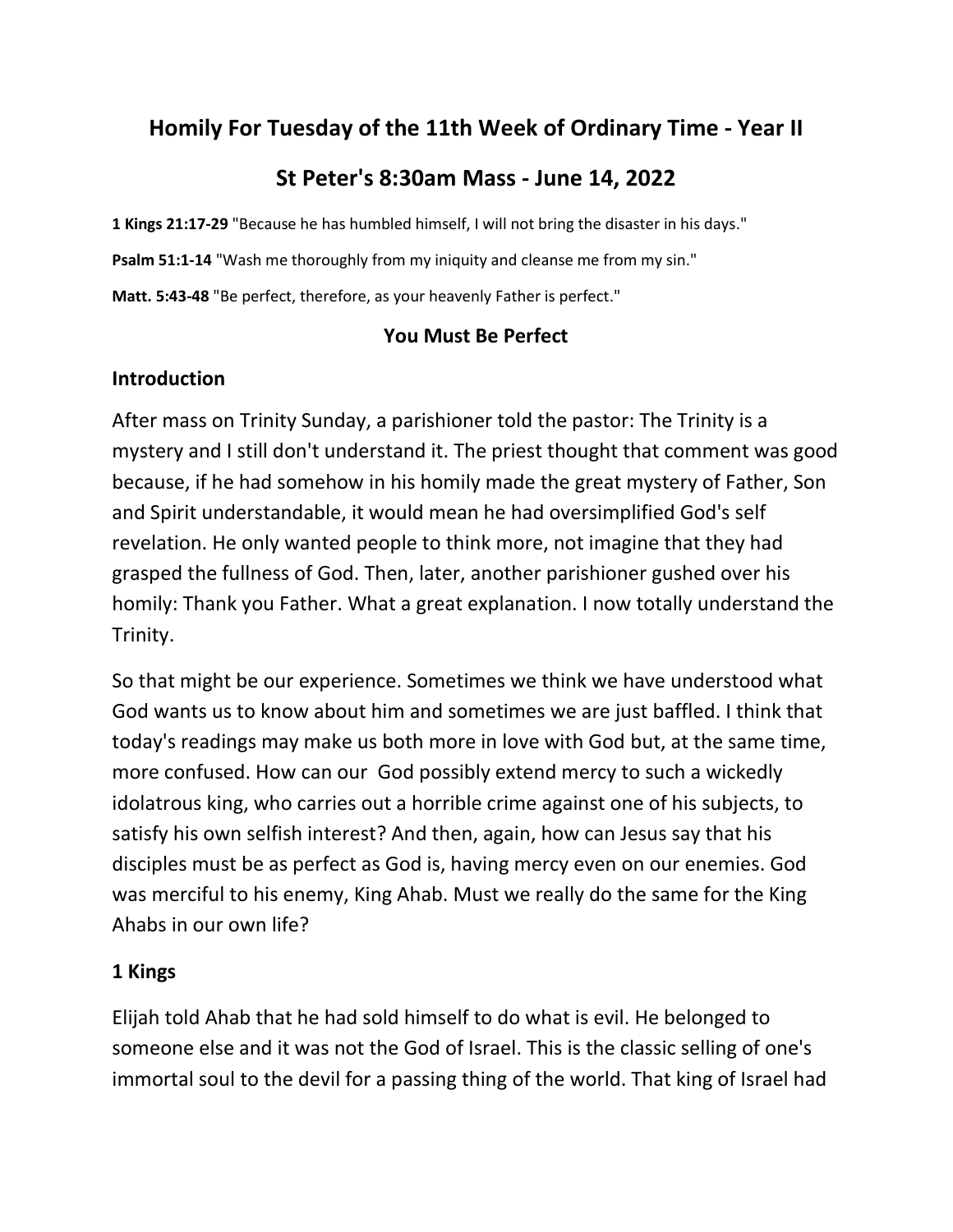# Homily For Tuesday of the 11th Week of Ordinary Time - Year II

# St Peter's 8:30am Mass - June 14, 2022

**1 Kings 21:17-29** "Because he has humbled himself, I will not bring the disaster in his days."

**Psalm 51:1-14** "Wash me thoroughly from my iniquity and cleanse me from my sin."

**Matt. 5:43-48** "Be perfect, therefore, as your heavenly Father is perfect."

### You Must Be Perfect

## Introduction

After mass on Trinity Sunday, a parishioner told the pastor: The Trinity is a mystery and I still don't understand it. The priest thought that comment was good because, if he had somehow in his homily made the great mystery of Father, Son and Spirit understandable, it would mean he had oversimplified God's self revelation. He only wanted people to think more, not imagine that they had grasped the fullness of God. Then, later, another parishioner gushed over his homily: Thank you Father. What a great explanation. I now totally understand the Trinity.

So that might be our experience. Sometimes we think we have understood what God wants us to know about him and sometimes we are just baffled. I think that today's readings may make us both more in love with God but, at the same time, more confused. How can our God possibly extend mercy to such a wickedly idolatrous king, who carries out a horrible crime against one of his subjects, to satisfy his own selfish interest? And then, again, how can Jesus say that his disciples must be as perfect as God is, having mercy even on our enemies. God was merciful to his enemy, King Ahab. Must we really do the same for the King Ahabs in our own life?

## 1 Kings

Elijah told Ahab that he had sold himself to do what is evil. He belonged to someone else and it was not the God of Israel. This is the classic selling of one's immortal soul to the devil for a passing thing of the world. That king of Israel had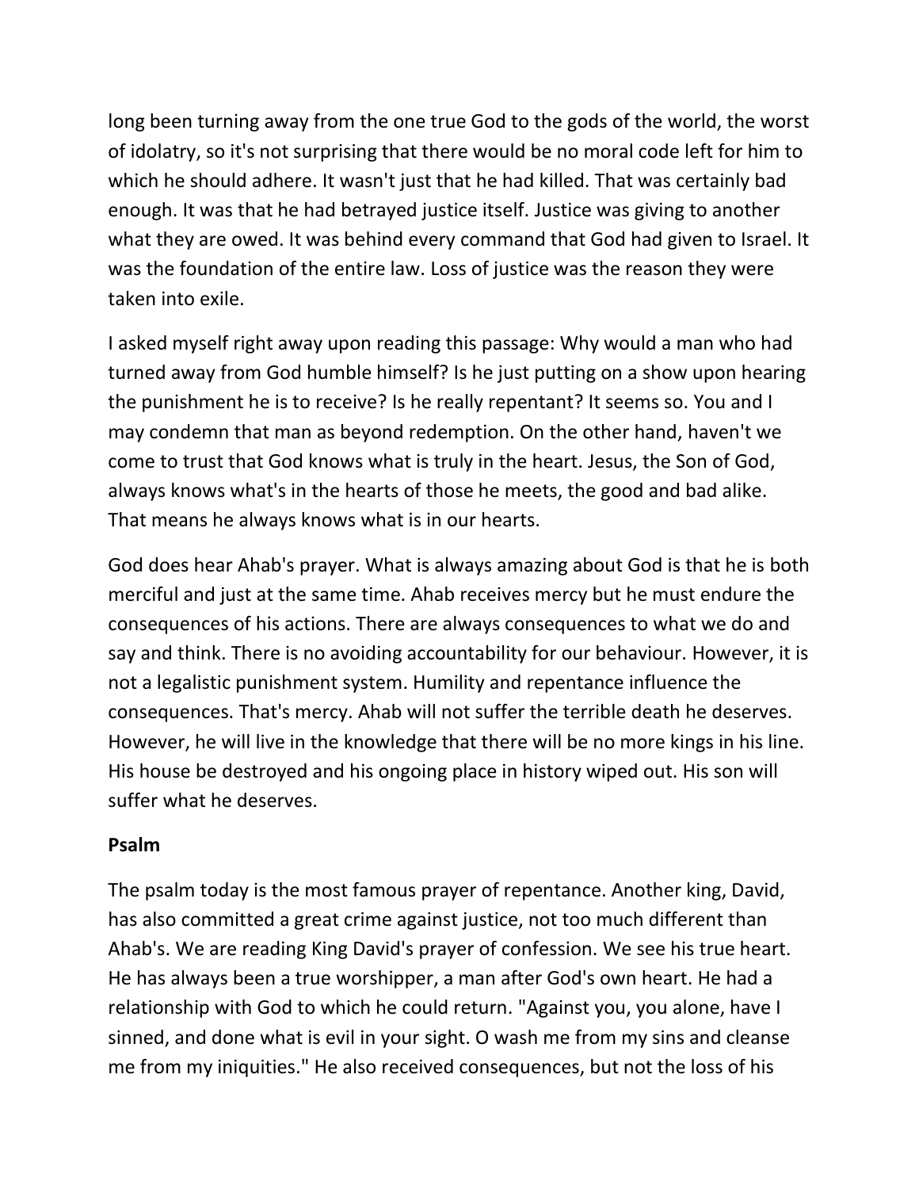long been turning away from the one true God to the gods of the world, the worst of idolatry, so it's not surprising that there would be no moral code left for him to which he should adhere. It wasn't just that he had killed. That was certainly bad enough. It was that he had betrayed justice itself. Justice was giving to another what they are owed. It was behind every command that God had given to Israel. It was the foundation of the entire law. Loss of justice was the reason they were taken into exile.

I asked myself right away upon reading this passage: Why would a man who had turned away from God humble himself? Is he just putting on a show upon hearing the punishment he is to receive? Is he really repentant? It seems so. You and I may condemn that man as beyond redemption. On the other hand, haven't we come to trust that God knows what is truly in the heart. Jesus, the Son of God, always knows what's in the hearts of those he meets, the good and bad alike. That means he always knows what is in our hearts.

God does hear Ahab's prayer. What is always amazing about God is that he is both merciful and just at the same time. Ahab receives mercy but he must endure the consequences of his actions. There are always consequences to what we do and say and think. There is no avoiding accountability for our behaviour. However, it is not a legalistic punishment system. Humility and repentance influence the consequences. That's mercy. Ahab will not suffer the terrible death he deserves. However, he will live in the knowledge that there will be no more kings in his line. His house be destroyed and his ongoing place in history wiped out. His son will suffer what he deserves.

**Psalm**

The psalm today is the most famous prayer of repentance. Another king, David, has also committed a great crime against justice, not too much different than Ahab's. We are reading King David's prayer of confession. We see his true heart. He has always been a true worshipper, a man after God's own heart. He had a relationship with God to which he could return. "Against you, you alone, have I sinned, and done what is evil in your sight. O wash me from my sins and cleanse me from my iniquities." He also received consequences, but not the loss of his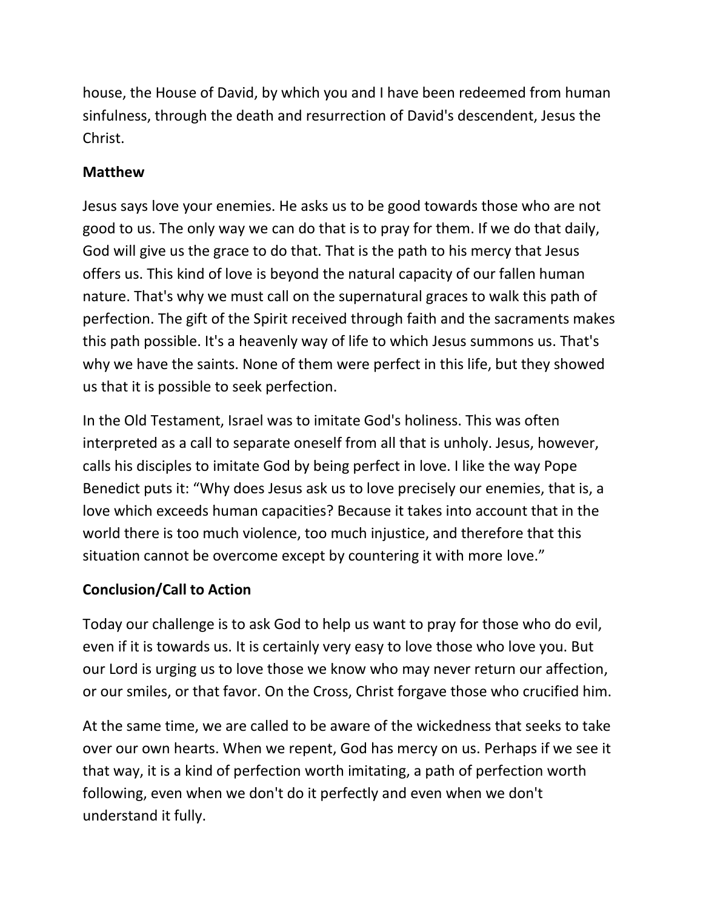house, the House of David, by which you and I have been redeemed from human sinfulness, through the death and resurrection of David's descendent, Jesus the Christ.

**Matthew**

Jesus says love your enemies. He asks us to be good towards those who are not good to us. The only way we can do that is to pray for them. If we do that daily, God will give us the grace to do that. That is the path to his mercy that Jesus offers us. This kind of love is beyond the natural capacity of our fallen human nature. That's why we must call on the supernatural graces to walk this path of perfection. The gift of the Spirit received through faith and the sacraments makes this path possible. It's a heavenly way of life to which Jesus summons us. That's why we have the saints. None of them were perfect in this life, but they showed us that it is possible to seek perfection.

In the Old Testament, Israel was to imitate God's holiness. This was often interpreted as a call to separate oneself from all that is unholy. Jesus, however, calls his disciples to imitate God by being perfect in love. I like the way Pope Benedict puts it: "Why does Jesus ask us to love precisely our enemies, that is, a love which exceeds human capacities? Because it takes into account that in the world there is too much violence, too much injustice, and therefore that this situation cannot be overcome except by countering it with more love."

**Conclusion/Call to Action**

Today our challenge is to ask God to help us want to pray for those who do evil, even if it is towards us. It is certainly very easy to love those who love you. But our Lord is urging us to love those we know who may never return our affection, or our smiles, or that favor. On the Cross, Christ forgave those who crucified him.

At the same time, we are called to be aware of the wickedness that seeks to take over our own hearts. When we repent, God has mercy on us. Perhaps if we see it that way, it is a kind of perfection worth imitating, a path of perfection worth following, even when we don't do it perfectly and even when we don't understand it fully.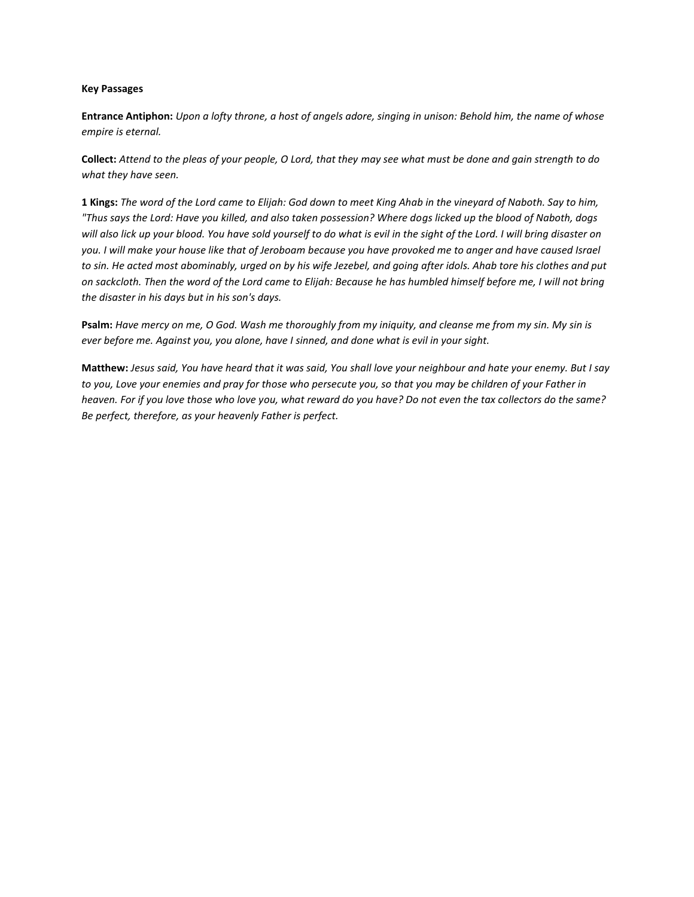**Key Passages**

**Entrance Antiphon:** *Upon a lofty throne, a host of angels adore, singing in unison: Behold him, the name of whose empire is eternal.*

**Collect:** *Attend to the pleas of your people, O Lord, that they may see what must be done and gain strength to do what they have seen.*

**1 Kings:** *The word of the Lord came to Elijah: God down to meet King Ahab in the vineyard of Naboth. Say to him, "Thus says the Lord: Have you killed, and also taken possession? Where dogs licked up the blood of Naboth, dogs will also lick up your blood. You have sold yourself to do what is evil in the sight of the Lord. I will bring disaster on you. I will make your house like that of Jeroboam because you have provoked me to anger and have caused Israel to sin. He acted most abominably, urged on by his wife Jezebel, and going after idols. Ahab tore his clothes and put on sackcloth. Then the word of the Lord came to Elijah: Because he has humbled himself before me, I will not bring the disaster in his days but in his son's days.*

**Psalm:** *Have mercy on me, O God. Wash me thoroughly from my iniquity, and cleanse me from my sin. My sin is ever before me. Against you, you alone, have I sinned, and done what is evil in your sight.*

**Matthew:** *Jesus said, You have heard that it was said, You shall love your neighbour and hate your enemy. But I say to you, Love your enemies and pray for those who persecute you, so that you may be children of your Father in heaven. For if you love those who love you, what reward do you have? Do not even the tax collectors do the same? Be perfect, therefore, as your heavenly Father is perfect.*